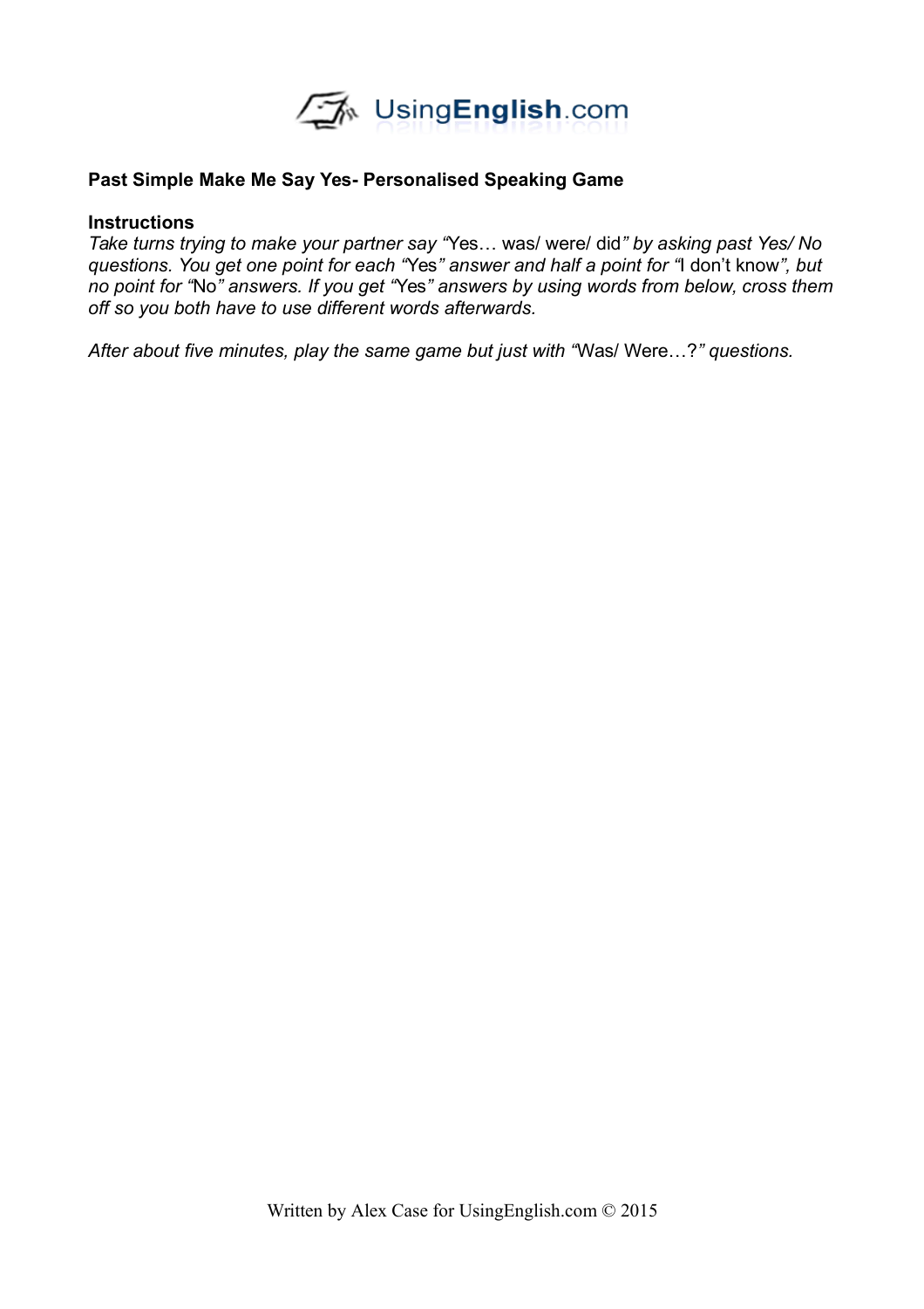**Past Simple Make Me Say Yes- Personalised Speaking Game**

**Instructions**

*Take turns trying to make your partner say "*Yes… was/ were/ did*" by asking past Yes/ No questions. You get one point for each "*Yes*" answer and half a point for "*I don't know*", but no point for "*No*" answers. If you get "*Yes*" answers by using words from below, cross them off so you both have to use different words afterwards.*

*After about five minutes, play the same game but just with "*Was/ Were…?*" questions.*

Written by Alex Case for UsingEnglish.com © 2015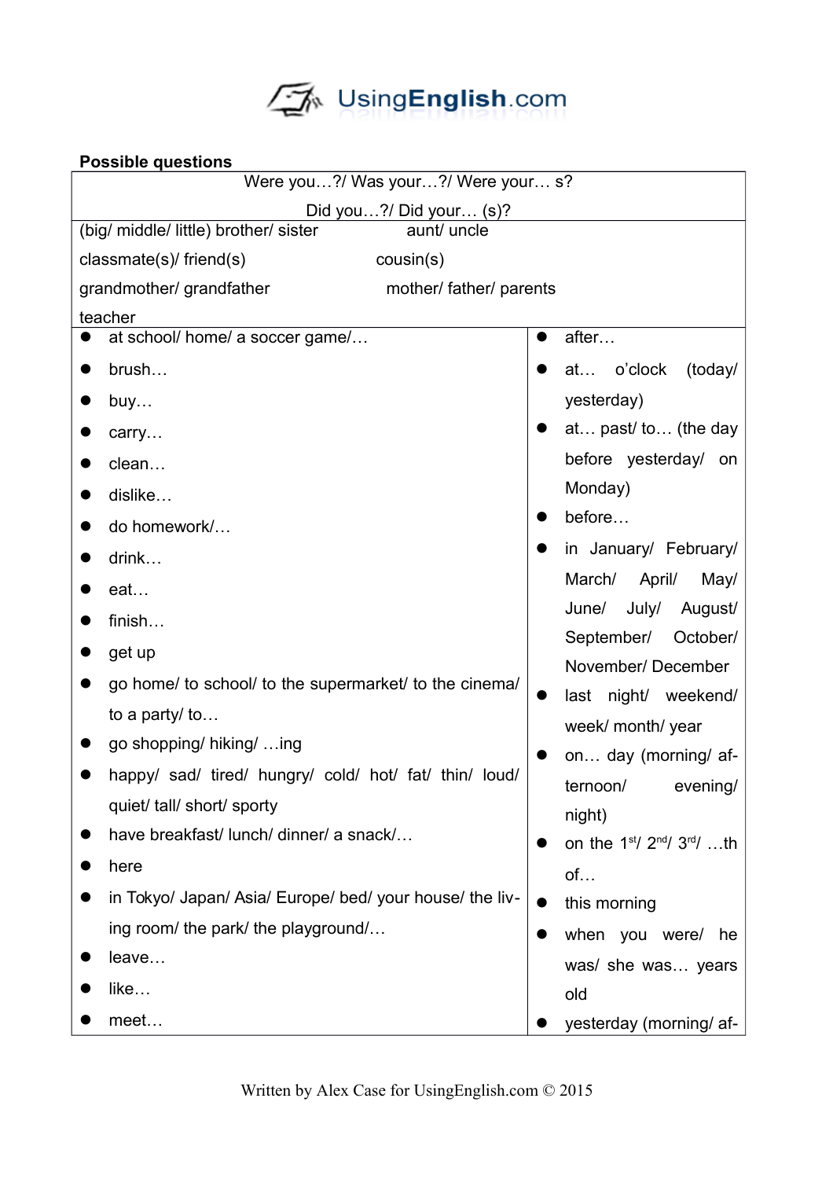**Possible questions**

| Were you…?/ Was your…?/ Were your… s? Did you…?/ Did your… (s)? | |
|---|---|
| (big/ middle/ little) brother/ sister | aunt/ uncle |
| classmate(s)/ friend(s) | cousin(s) |
| grandmother/ grandfather | mother/ father/ parents |
| teacher | |
| ● at school/ home/ a soccer game/…<br>● brush…<br>● buy…<br>● carry…<br>● clean…<br>● dislike…<br>● do homework/…<br>● drink…<br>● eat…<br>● finish…<br>● get up<br>● go home/ to school/ to the supermarket/ to the cinema/ to a party/ to…<br>● go shopping/ hiking/ …ing<br>● happy/ sad/ tired/ hungry/ cold/ hot/ fat/ thin/ loud/ quiet/ tall/ short/ sporty<br>● have breakfast/ lunch/ dinner/ a snack/…<br>● here<br>● in Tokyo/ Japan/ Asia/ Europe/ bed/ your house/ the living room/ the park/ the playground/…<br>● leave…<br>● like…<br>● meet… | ● after…<br>● at… o'clock (today/ yesterday)<br>● at… past/ to… (the day before yesterday/ on Monday)<br>● before…<br>● in January/ February/ March/ April/ May/ June/ July/ August/ September/ October/ November/ December<br>● last night/ weekend/ week/ month/ year<br>● on… day (morning/ afternoon/ evening/ night)<br>● on the 1st/ 2nd/ 3rd/ …th of…<br>● this morning<br>● when you were/ he was/ she was… years old<br>● yesterday (morning/ af- |

Written by Alex Case for UsingEnglish.com © 2015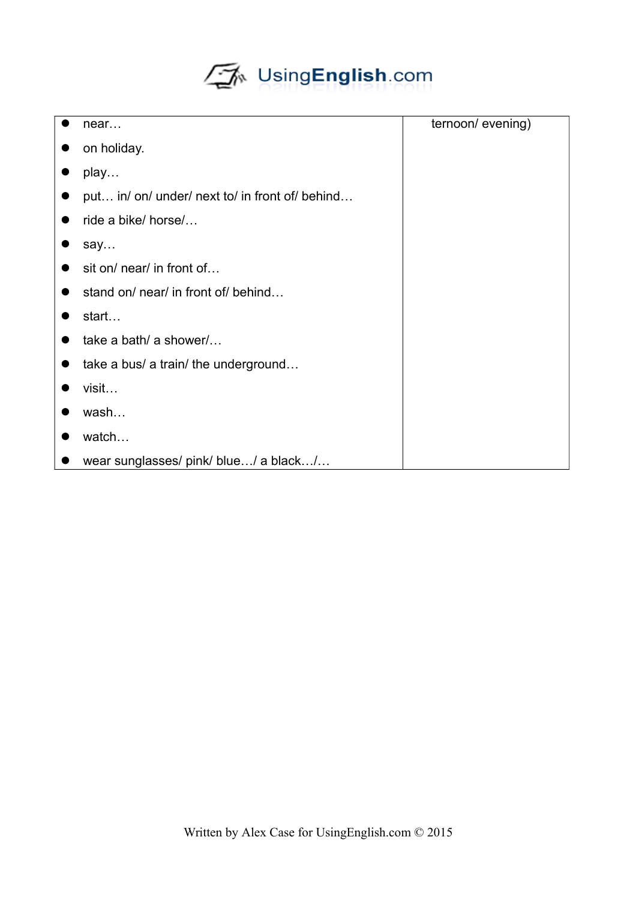| | |
|---|---|
| • near… <br>• on holiday. <br>• play… <br>• put… in/ on/ under/ next to/ in front of/ behind… <br>• ride a bike/ horse/… <br>• say… <br>• sit on/ near/ in front of… <br>• stand on/ near/ in front of/ behind… <br>• start… <br>• take a bath/ a shower/… <br>• take a bus/ a train/ the underground… <br>• visit… <br>• wash… <br>• watch… <br>• wear sunglasses/ pink/ blue…/ a black…/… | ternoon/ evening) |